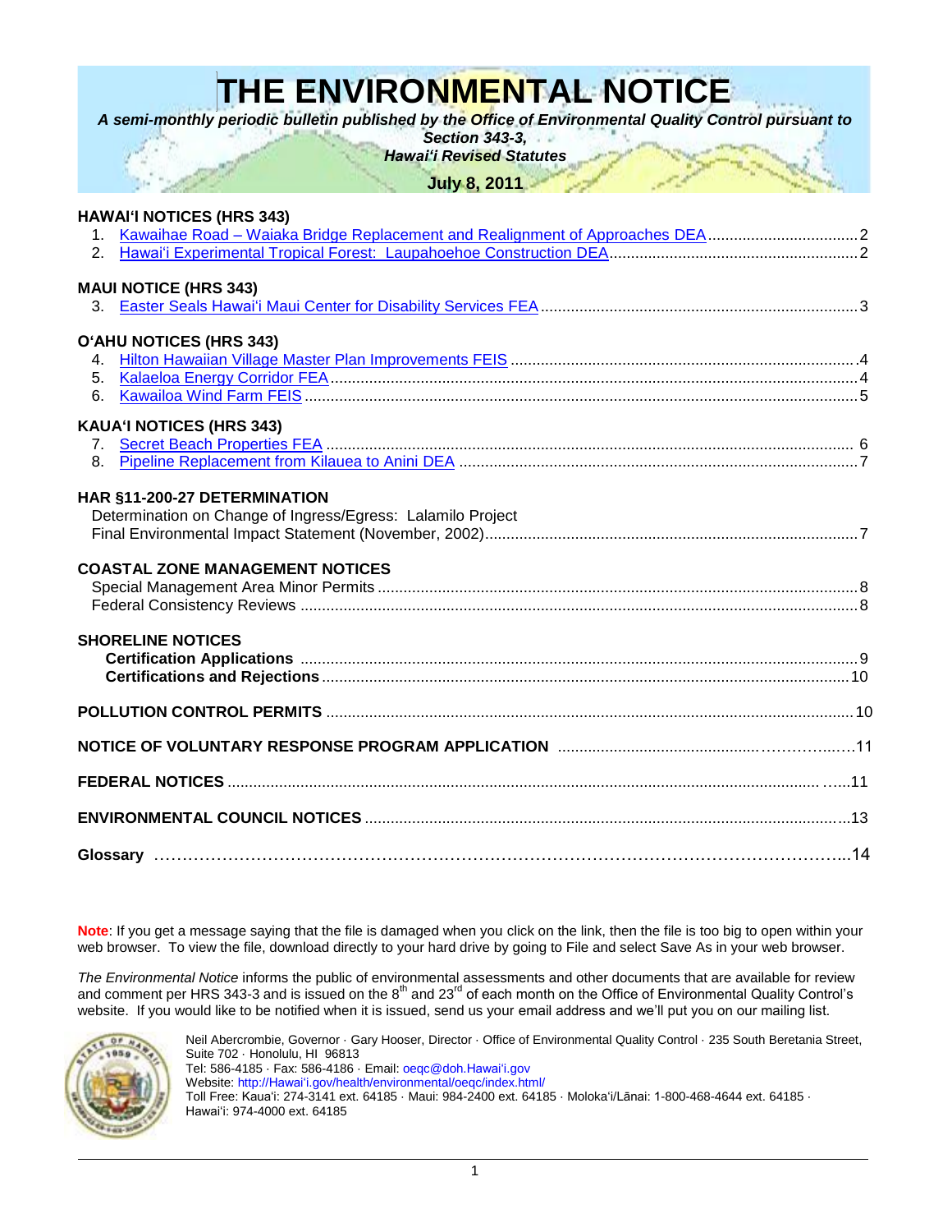# THE ENVIRONMENTAL NOTICE

***A semi-monthly periodic bulletin published by the Office of Environmental Quality Control pursuant to Section 343-3, Hawai'i Revised Statutes***

**July 8, 2011**

**HAWAI'I NOTICES (HRS 343)**

1. Kawaihae Road – Waiaka Bridge Replacement and Realignment of Approaches DEA .......... 2
2. Hawai'i Experimental Tropical Forest: Laupahoehoe Construction DEA .......... 2

**MAUI NOTICE (HRS 343)**

3. Easter Seals Hawai'i Maui Center for Disability Services FEA .......... 3

**O'AHU NOTICES (HRS 343)**

4. Hilton Hawaiian Village Master Plan Improvements FEIS .......... 4
5. Kalaeloa Energy Corridor FEA .......... 4
6. Kawailoa Wind Farm FEIS .......... 5

**KAUA'I NOTICES (HRS 343)**

7. Secret Beach Properties FEA .......... 6
8. Pipeline Replacement from Kilauea to Anini DEA .......... 7

**HAR §11-200-27 DETERMINATION**

Determination on Change of Ingress/Egress: Lalamilo Project Final Environmental Impact Statement (November, 2002) .......... 7

**COASTAL ZONE MANAGEMENT NOTICES**

Special Management Area Minor Permits .......... 8
Federal Consistency Reviews .......... 8

**SHORELINE NOTICES**

**Certification Applications** .......... 9
**Certifications and Rejections** .......... 10

**POLLUTION CONTROL PERMITS** .......... 10

**NOTICE OF VOLUNTARY RESPONSE PROGRAM APPLICATION** .......... 11

**FEDERAL NOTICES** .......... 11

**ENVIRONMENTAL COUNCIL NOTICES** .......... 13

**Glossary** .......... 14

**Note**: If you get a message saying that the file is damaged when you click on the link, then the file is too big to open within your web browser. To view the file, download directly to your hard drive by going to File and select Save As in your web browser.

*The Environmental Notice* informs the public of environmental assessments and other documents that are available for review and comment per HRS 343-3 and is issued on the 8th and 23rd of each month on the Office of Environmental Quality Control's website. If you would like to be notified when it is issued, send us your email address and we'll put you on our mailing list.

Neil Abercrombie, Governor · Gary Hooser, Director · Office of Environmental Quality Control · 235 South Beretania Street, Suite 702 · Honolulu, HI 96813
Tel: 586-4185 · Fax: 586-4186 · Email: oeqc@doh.Hawai'i.gov
Website: http://Hawai'i.gov/health/environmental/oeqc/index.html/
Toll Free: Kaua'i: 274-3141 ext. 64185 · Maui: 984-2400 ext. 64185 · Moloka'i/Lāna'i: 1-800-468-4644 ext. 64185 · Hawai'i: 974-4000 ext. 64185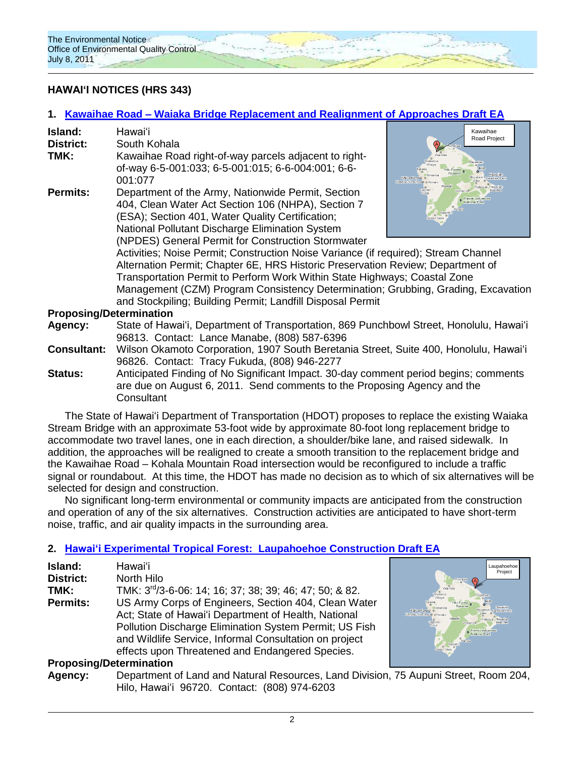## HAWAIʻI NOTICES (HRS 343)

### 1. Kawaihae Road – Waiaka Bridge Replacement and Realignment of Approaches Draft EA

**Island:** Hawaiʻi

**District:** South Kohala

**TMK:** Kawaihae Road right-of-way parcels adjacent to right-of-way 6-5-001:033; 6-5-001:015; 6-6-004:001; 6-6-001:077

**Permits:** Department of the Army, Nationwide Permit, Section 404, Clean Water Act Section 106 (NHPA), Section 7 (ESA); Section 401, Water Quality Certification; National Pollutant Discharge Elimination System (NPDES) General Permit for Construction Stormwater Activities; Noise Permit; Construction Noise Variance (if required); Stream Channel Alternation Permit; Chapter 6E, HRS Historic Preservation Review; Department of Transportation Permit to Perform Work Within State Highways; Coastal Zone Management (CZM) Program Consistency Determination; Grubbing, Grading, Excavation and Stockpiling; Building Permit; Landfill Disposal Permit

**Proposing/Determination Agency:** State of Hawaiʻi, Department of Transportation, 869 Punchbowl Street, Honolulu, Hawaiʻi 96813. Contact: Lance Manabe, (808) 587-6396

**Consultant:** Wilson Okamoto Corporation, 1907 South Beretania Street, Suite 400, Honolulu, Hawaiʻi 96826. Contact: Tracy Fukuda, (808) 946-2277

**Status:** Anticipated Finding of No Significant Impact. 30-day comment period begins; comments are due on August 6, 2011. Send comments to the Proposing Agency and the Consultant

The State of Hawaiʻi Department of Transportation (HDOT) proposes to replace the existing Waiaka Stream Bridge with an approximate 53-foot wide by approximate 80-foot long replacement bridge to accommodate two travel lanes, one in each direction, a shoulder/bike lane, and raised sidewalk. In addition, the approaches will be realigned to create a smooth transition to the replacement bridge and the Kawaihae Road – Kohala Mountain Road intersection would be reconfigured to include a traffic signal or roundabout. At this time, the HDOT has made no decision as to which of six alternatives will be selected for design and construction.

No significant long-term environmental or community impacts are anticipated from the construction and operation of any of the six alternatives. Construction activities are anticipated to have short-term noise, traffic, and air quality impacts in the surrounding area.

### 2. Hawaiʻi Experimental Tropical Forest: Laupahoehoe Construction Draft EA

**Island:** Hawaiʻi

**District:** North Hilo

**TMK:** TMK: 3rd/3-6-06: 14; 16; 37; 38; 39; 46; 47; 50; & 82.

**Permits:** US Army Corps of Engineers, Section 404, Clean Water Act; State of Hawaiʻi Department of Health, National Pollution Discharge Elimination System Permit; US Fish and Wildlife Service, Informal Consultation on project effects upon Threatened and Endangered Species.

**Proposing/Determination Agency:** Department of Land and Natural Resources, Land Division, 75 Aupuni Street, Room 204, Hilo, Hawaiʻi 96720. Contact: (808) 974-6203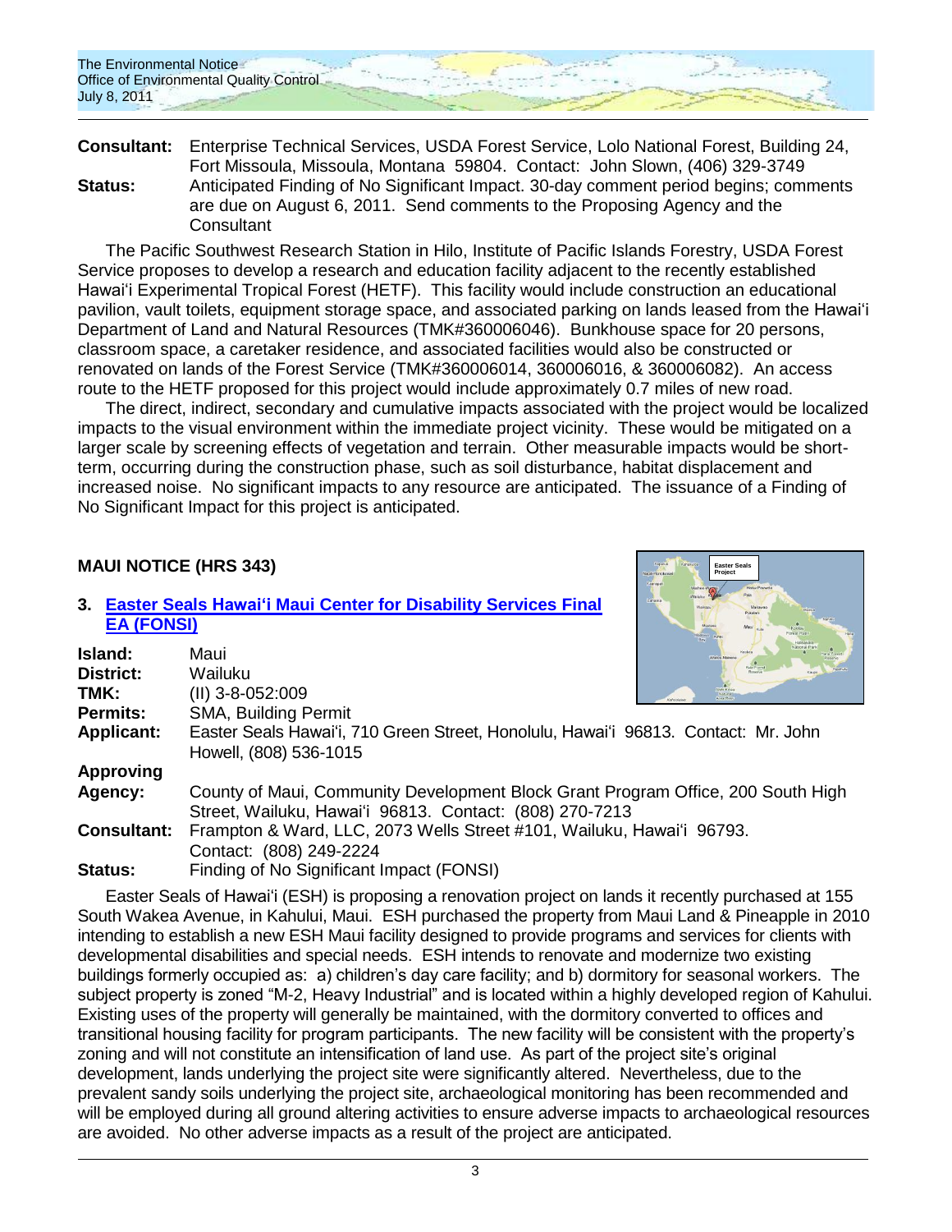**Consultant:** Enterprise Technical Services, USDA Forest Service, Lolo National Forest, Building 24, Fort Missoula, Missoula, Montana 59804. Contact: John Slown, (406) 329-3749

**Status:** Anticipated Finding of No Significant Impact. 30-day comment period begins; comments are due on August 6, 2011. Send comments to the Proposing Agency and the Consultant

The Pacific Southwest Research Station in Hilo, Institute of Pacific Islands Forestry, USDA Forest Service proposes to develop a research and education facility adjacent to the recently established Hawai'i Experimental Tropical Forest (HETF). This facility would include construction an educational pavilion, vault toilets, equipment storage space, and associated parking on lands leased from the Hawai'i Department of Land and Natural Resources (TMK#360006046). Bunkhouse space for 20 persons, classroom space, a caretaker residence, and associated facilities would also be constructed or renovated on lands of the Forest Service (TMK#360006014, 360006016, & 360006082). An access route to the HETF proposed for this project would include approximately 0.7 miles of new road.

The direct, indirect, secondary and cumulative impacts associated with the project would be localized impacts to the visual environment within the immediate project vicinity. These would be mitigated on a larger scale by screening effects of vegetation and terrain. Other measurable impacts would be short-term, occurring during the construction phase, such as soil disturbance, habitat displacement and increased noise. No significant impacts to any resource are anticipated. The issuance of a Finding of No Significant Impact for this project is anticipated.

## MAUI NOTICE (HRS 343)

### 3. Easter Seals Hawai'i Maui Center for Disability Services Final EA (FONSI)

**Island:** Maui
**District:** Wailuku
**TMK:** (II) 3-8-052:009
**Permits:** SMA, Building Permit
**Applicant:** Easter Seals Hawai'i, 710 Green Street, Honolulu, Hawai'i 96813. Contact: Mr. John Howell, (808) 536-1015
**Approving Agency:** County of Maui, Community Development Block Grant Program Office, 200 South High Street, Wailuku, Hawai'i 96813. Contact: (808) 270-7213
**Consultant:** Frampton & Ward, LLC, 2073 Wells Street #101, Wailuku, Hawai'i 96793. Contact: (808) 249-2224
**Status:** Finding of No Significant Impact (FONSI)

Easter Seals of Hawai'i (ESH) is proposing a renovation project on lands it recently purchased at 155 South Wakea Avenue, in Kahului, Maui. ESH purchased the property from Maui Land & Pineapple in 2010 intending to establish a new ESH Maui facility designed to provide programs and services for clients with developmental disabilities and special needs. ESH intends to renovate and modernize two existing buildings formerly occupied as: a) children's day care facility; and b) dormitory for seasonal workers. The subject property is zoned "M-2, Heavy Industrial" and is located within a highly developed region of Kahului. Existing uses of the property will generally be maintained, with the dormitory converted to offices and transitional housing facility for program participants. The new facility will be consistent with the property's zoning and will not constitute an intensification of land use. As part of the project site's original development, lands underlying the project site were significantly altered. Nevertheless, due to the prevalent sandy soils underlying the project site, archaeological monitoring has been recommended and will be employed during all ground altering activities to ensure adverse impacts to archaeological resources are avoided. No other adverse impacts as a result of the project are anticipated.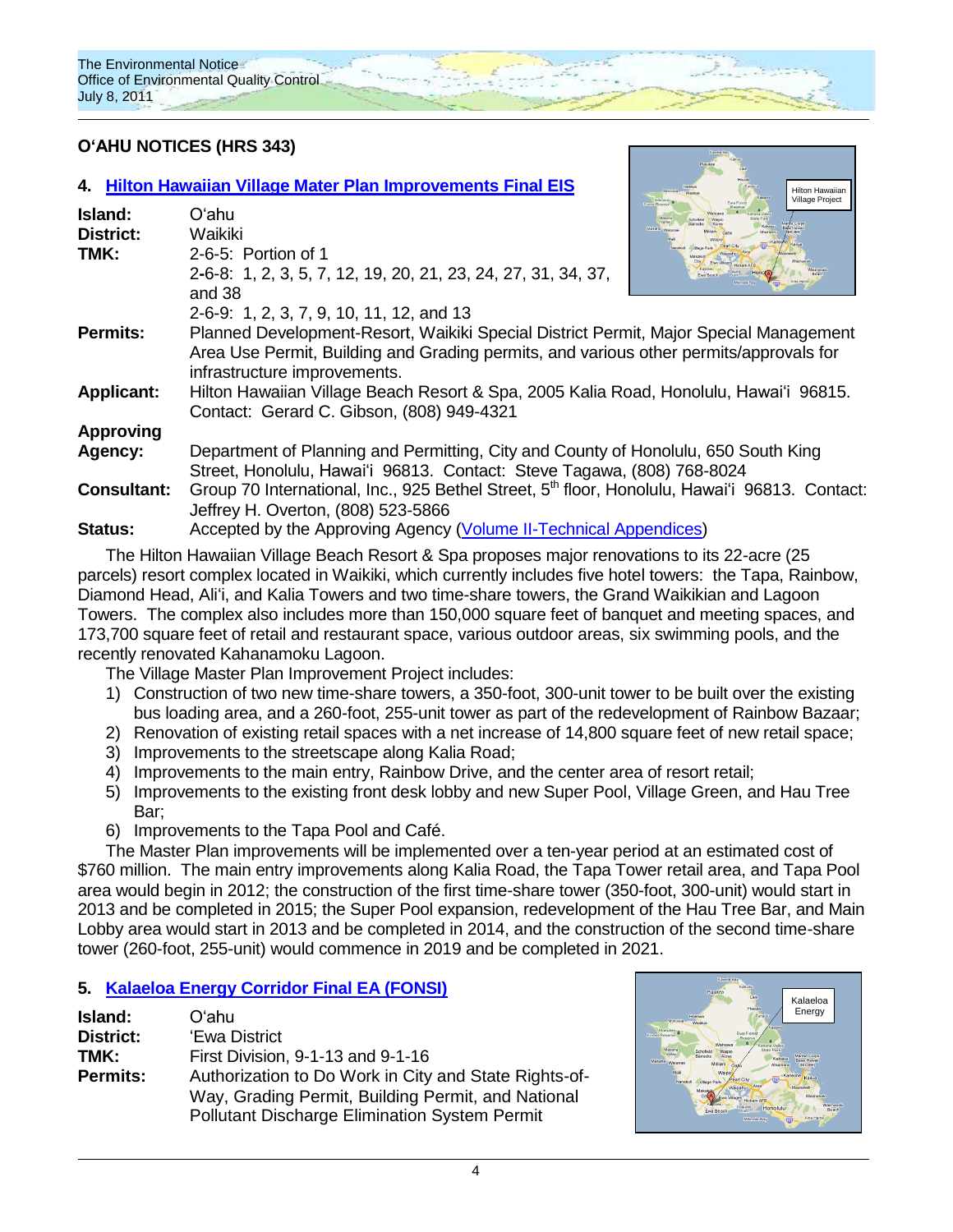## O'AHU NOTICES (HRS 343)

### 4. Hilton Hawaiian Village Mater Plan Improvements Final EIS

**Island:** O'ahu
**District:** Waikiki
**TMK:** 2-6-5: Portion of 1
2-6-8: 1, 2, 3, 5, 7, 12, 19, 20, 21, 23, 24, 27, 31, 34, 37, and 38
2-6-9: 1, 2, 3, 7, 9, 10, 11, 12, and 13
**Permits:** Planned Development-Resort, Waikiki Special District Permit, Major Special Management Area Use Permit, Building and Grading permits, and various other permits/approvals for infrastructure improvements.
**Applicant:** Hilton Hawaiian Village Beach Resort & Spa, 2005 Kalia Road, Honolulu, Hawai'i 96815. Contact: Gerard C. Gibson, (808) 949-4321
**Approving Agency:** Department of Planning and Permitting, City and County of Honolulu, 650 South King Street, Honolulu, Hawai'i 96813. Contact: Steve Tagawa, (808) 768-8024
**Consultant:** Group 70 International, Inc., 925 Bethel Street, 5th floor, Honolulu, Hawai'i 96813. Contact: Jeffrey H. Overton, (808) 523-5866
**Status:** Accepted by the Approving Agency (Volume II-Technical Appendices)

The Hilton Hawaiian Village Beach Resort & Spa proposes major renovations to its 22-acre (25 parcels) resort complex located in Waikiki, which currently includes five hotel towers: the Tapa, Rainbow, Diamond Head, Ali'i, and Kalia Towers and two time-share towers, the Grand Waikikian and Lagoon Towers. The complex also includes more than 150,000 square feet of banquet and meeting spaces, and 173,700 square feet of retail and restaurant space, various outdoor areas, six swimming pools, and the recently renovated Kahanamoku Lagoon.

The Village Master Plan Improvement Project includes:

1) Construction of two new time-share towers, a 350-foot, 300-unit tower to be built over the existing bus loading area, and a 260-foot, 255-unit tower as part of the redevelopment of Rainbow Bazaar;
2) Renovation of existing retail spaces with a net increase of 14,800 square feet of new retail space;
3) Improvements to the streetscape along Kalia Road;
4) Improvements to the main entry, Rainbow Drive, and the center area of resort retail;
5) Improvements to the existing front desk lobby and new Super Pool, Village Green, and Hau Tree Bar;
6) Improvements to the Tapa Pool and Café.

The Master Plan improvements will be implemented over a ten-year period at an estimated cost of $760 million. The main entry improvements along Kalia Road, the Tapa Tower retail area, and Tapa Pool area would begin in 2012; the construction of the first time-share tower (350-foot, 300-unit) would start in 2013 and be completed in 2015; the Super Pool expansion, redevelopment of the Hau Tree Bar, and Main Lobby area would start in 2013 and be completed in 2014, and the construction of the second time-share tower (260-foot, 255-unit) would commence in 2019 and be completed in 2021.

### 5. Kalaeloa Energy Corridor Final EA (FONSI)

**Island:** O'ahu
**District:** 'Ewa District
**TMK:** First Division, 9-1-13 and 9-1-16
**Permits:** Authorization to Do Work in City and State Rights-of-Way, Grading Permit, Building Permit, and National Pollutant Discharge Elimination System Permit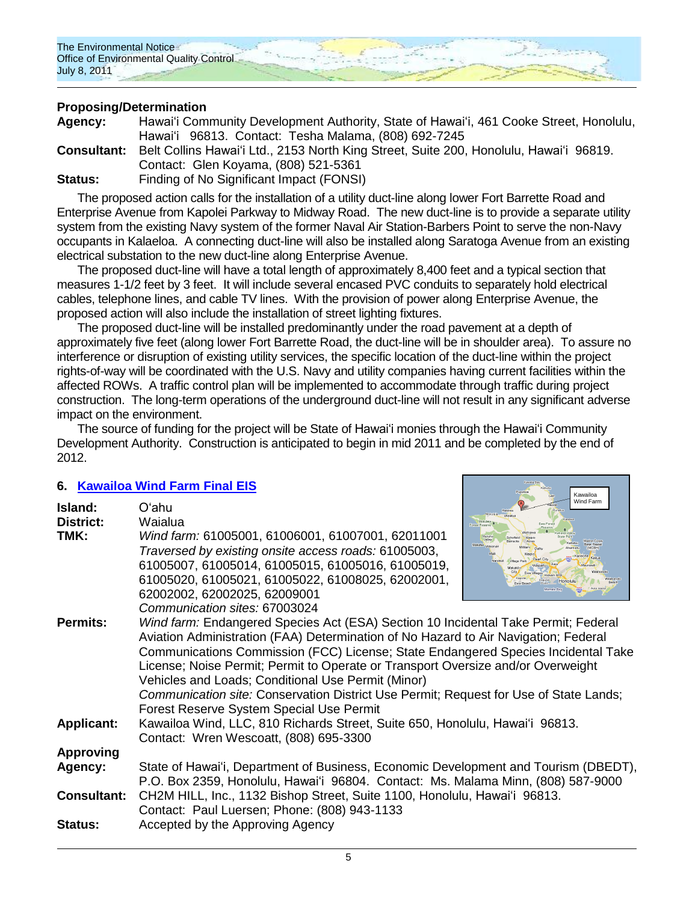**Proposing/Determination**

**Agency:** Hawai'i Community Development Authority, State of Hawai'i, 461 Cooke Street, Honolulu, Hawai'i 96813. Contact: Tesha Malama, (808) 692-7245

**Consultant:** Belt Collins Hawai'i Ltd., 2153 North King Street, Suite 200, Honolulu, Hawai'i 96819. Contact: Glen Koyama, (808) 521-5361

**Status:** Finding of No Significant Impact (FONSI)

The proposed action calls for the installation of a utility duct-line along lower Fort Barrette Road and Enterprise Avenue from Kapolei Parkway to Midway Road. The new duct-line is to provide a separate utility system from the existing Navy system of the former Naval Air Station-Barbers Point to serve the non-Navy occupants in Kalaeloa. A connecting duct-line will also be installed along Saratoga Avenue from an existing electrical substation to the new duct-line along Enterprise Avenue.

The proposed duct-line will have a total length of approximately 8,400 feet and a typical section that measures 1-1/2 feet by 3 feet. It will include several encased PVC conduits to separately hold electrical cables, telephone lines, and cable TV lines. With the provision of power along Enterprise Avenue, the proposed action will also include the installation of street lighting fixtures.

The proposed duct-line will be installed predominantly under the road pavement at a depth of approximately five feet (along lower Fort Barrette Road, the duct-line will be in shoulder area). To assure no interference or disruption of existing utility services, the specific location of the duct-line within the project rights-of-way will be coordinated with the U.S. Navy and utility companies having current facilities within the affected ROWs. A traffic control plan will be implemented to accommodate through traffic during project construction. The long-term operations of the underground duct-line will not result in any significant adverse impact on the environment.

The source of funding for the project will be State of Hawai'i monies through the Hawai'i Community Development Authority. Construction is anticipated to begin in mid 2011 and be completed by the end of 2012.

## 6. Kawailoa Wind Farm Final EIS

**Island:** O'ahu

**District:** Waialua

**TMK:** *Wind farm:* 61005001, 61006001, 61007001, 62011001
*Traversed by existing onsite access roads:* 61005003, 61005007, 61005014, 61005015, 61005016, 61005019, 61005020, 61005021, 61005022, 61008025, 62002001, 62002002, 62002025, 62009001
*Communication sites:* 67003024

**Permits:** *Wind farm:* Endangered Species Act (ESA) Section 10 Incidental Take Permit; Federal Aviation Administration (FAA) Determination of No Hazard to Air Navigation; Federal Communications Commission (FCC) License; State Endangered Species Incidental Take License; Noise Permit; Permit to Operate or Transport Oversize and/or Overweight Vehicles and Loads; Conditional Use Permit (Minor)
*Communication site:* Conservation District Use Permit; Request for Use of State Lands; Forest Reserve System Special Use Permit

**Applicant:** Kawailoa Wind, LLC, 810 Richards Street, Suite 650, Honolulu, Hawai'i 96813. Contact: Wren Wescoatt, (808) 695-3300

**Approving Agency:** State of Hawai'i, Department of Business, Economic Development and Tourism (DBEDT), P.O. Box 2359, Honolulu, Hawai'i 96804. Contact: Ms. Malama Minn, (808) 587-9000

**Consultant:** CH2M HILL, Inc., 1132 Bishop Street, Suite 1100, Honolulu, Hawai'i 96813. Contact: Paul Luersen; Phone: (808) 943-1133

**Status:** Accepted by the Approving Agency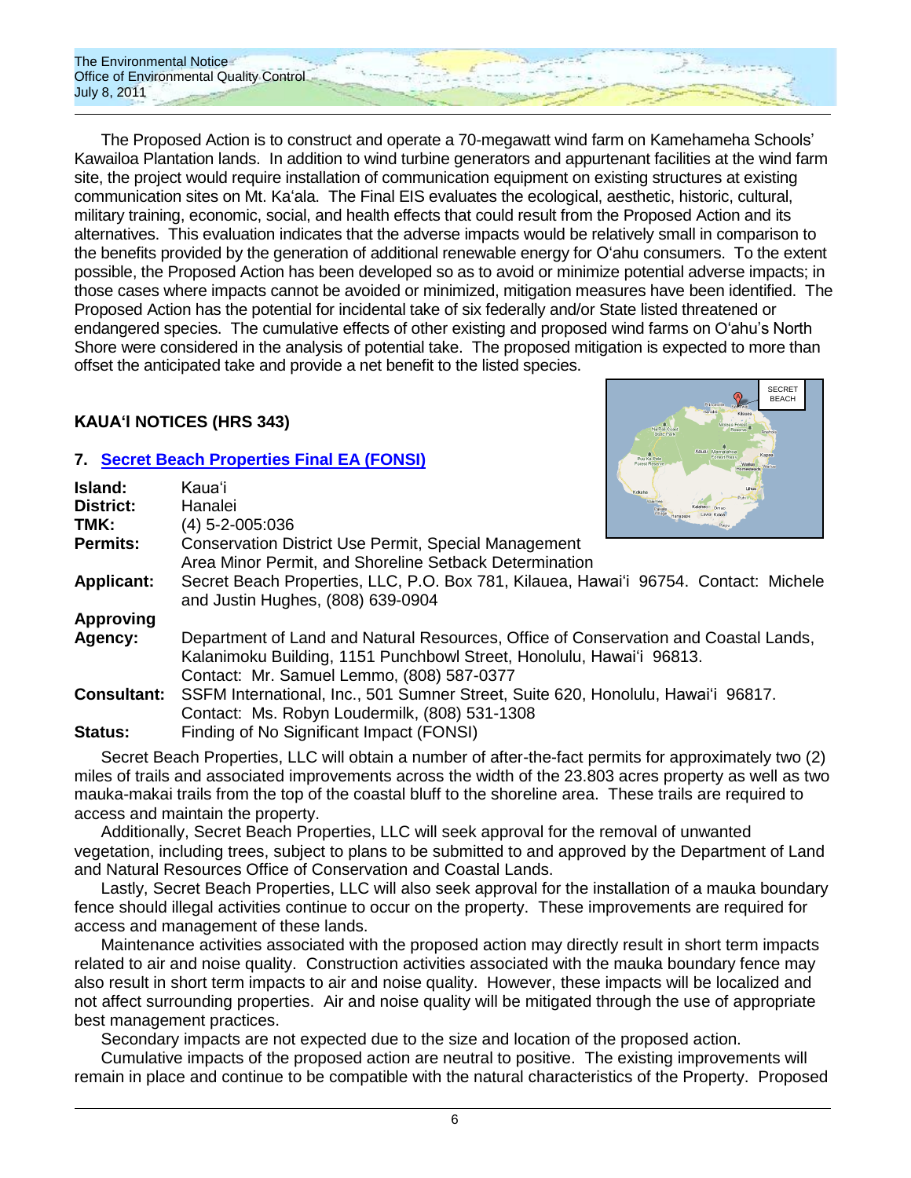The Proposed Action is to construct and operate a 70-megawatt wind farm on Kamehameha Schools' Kawailoa Plantation lands. In addition to wind turbine generators and appurtenant facilities at the wind farm site, the project would require installation of communication equipment on existing structures at existing communication sites on Mt. Ka'ala. The Final EIS evaluates the ecological, aesthetic, historic, cultural, military training, economic, social, and health effects that could result from the Proposed Action and its alternatives. This evaluation indicates that the adverse impacts would be relatively small in comparison to the benefits provided by the generation of additional renewable energy for O'ahu consumers. To the extent possible, the Proposed Action has been developed so as to avoid or minimize potential adverse impacts; in those cases where impacts cannot be avoided or minimized, mitigation measures have been identified. The Proposed Action has the potential for incidental take of six federally and/or State listed threatened or endangered species. The cumulative effects of other existing and proposed wind farms on O'ahu's North Shore were considered in the analysis of potential take. The proposed mitigation is expected to more than offset the anticipated take and provide a net benefit to the listed species.

## KAUA'I NOTICES (HRS 343)

### 7. Secret Beach Properties Final EA (FONSI)

**Island:** Kaua'i
**District:** Hanalei
**TMK:** (4) 5-2-005:036
**Permits:** Conservation District Use Permit, Special Management Area Minor Permit, and Shoreline Setback Determination
**Applicant:** Secret Beach Properties, LLC, P.O. Box 781, Kilauea, Hawai'i 96754. Contact: Michele and Justin Hughes, (808) 639-0904
**Approving Agency:** Department of Land and Natural Resources, Office of Conservation and Coastal Lands, Kalanimoku Building, 1151 Punchbowl Street, Honolulu, Hawai'i 96813. Contact: Mr. Samuel Lemmo, (808) 587-0377
**Consultant:** SSFM International, Inc., 501 Sumner Street, Suite 620, Honolulu, Hawai'i 96817. Contact: Ms. Robyn Loudermilk, (808) 531-1308
**Status:** Finding of No Significant Impact (FONSI)

Secret Beach Properties, LLC will obtain a number of after-the-fact permits for approximately two (2) miles of trails and associated improvements across the width of the 23.803 acres property as well as two mauka-makai trails from the top of the coastal bluff to the shoreline area. These trails are required to access and maintain the property.

Additionally, Secret Beach Properties, LLC will seek approval for the removal of unwanted vegetation, including trees, subject to plans to be submitted to and approved by the Department of Land and Natural Resources Office of Conservation and Coastal Lands.

Lastly, Secret Beach Properties, LLC will also seek approval for the installation of a mauka boundary fence should illegal activities continue to occur on the property. These improvements are required for access and management of these lands.

Maintenance activities associated with the proposed action may directly result in short term impacts related to air and noise quality. Construction activities associated with the mauka boundary fence may also result in short term impacts to air and noise quality. However, these impacts will be localized and not affect surrounding properties. Air and noise quality will be mitigated through the use of appropriate best management practices.

Secondary impacts are not expected due to the size and location of the proposed action.

Cumulative impacts of the proposed action are neutral to positive. The existing improvements will remain in place and continue to be compatible with the natural characteristics of the Property. Proposed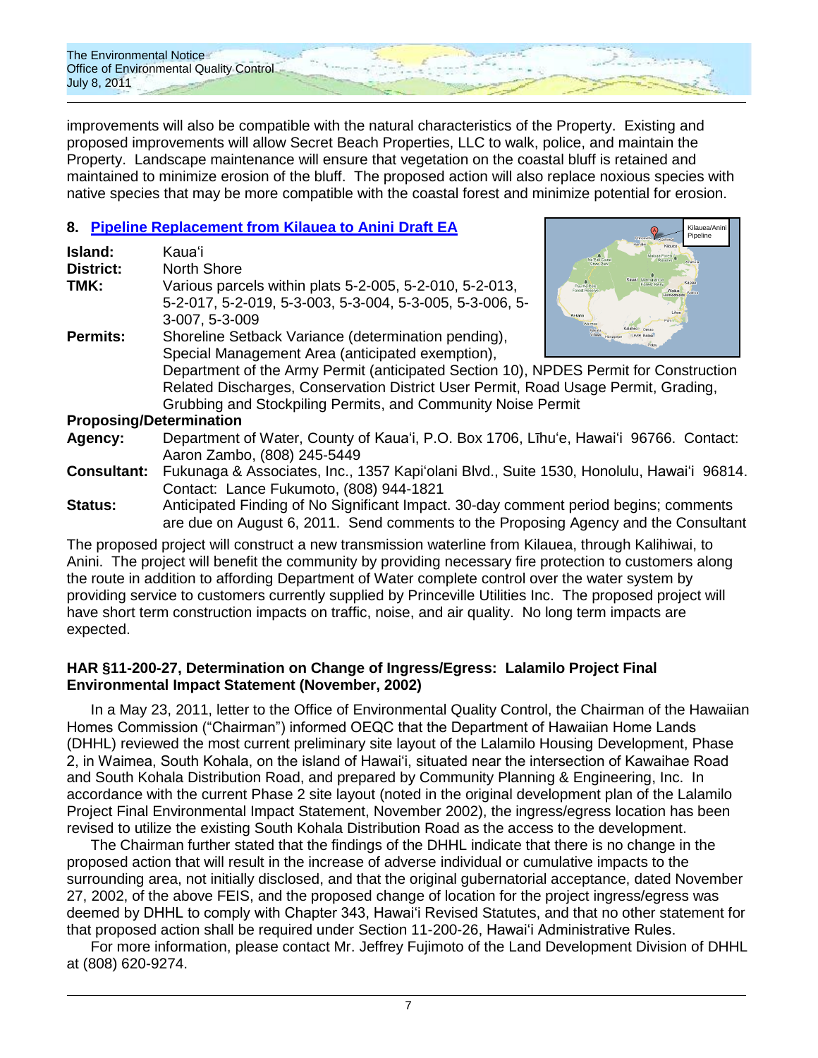improvements will also be compatible with the natural characteristics of the Property. Existing and proposed improvements will allow Secret Beach Properties, LLC to walk, police, and maintain the Property. Landscape maintenance will ensure that vegetation on the coastal bluff is retained and maintained to minimize erosion of the bluff. The proposed action will also replace noxious species with native species that may be more compatible with the coastal forest and minimize potential for erosion.

## 8. Pipeline Replacement from Kilauea to Anini Draft EA

**Island:** Kauaʻi

**District:** North Shore

**TMK:** Various parcels within plats 5-2-005, 5-2-010, 5-2-013, 5-2-017, 5-2-019, 5-3-003, 5-3-004, 5-3-005, 5-3-006, 5-3-007, 5-3-009

**Permits:** Shoreline Setback Variance (determination pending), Special Management Area (anticipated exemption), Department of the Army Permit (anticipated Section 10), NPDES Permit for Construction Related Discharges, Conservation District User Permit, Road Usage Permit, Grading, Grubbing and Stockpiling Permits, and Community Noise Permit

**Proposing/Determination Agency:** Department of Water, County of Kauaʻi, P.O. Box 1706, Līhuʻe, Hawaiʻi 96766. Contact: Aaron Zambo, (808) 245-5449

**Consultant:** Fukunaga & Associates, Inc., 1357 Kapiʻolani Blvd., Suite 1530, Honolulu, Hawaiʻi 96814. Contact: Lance Fukumoto, (808) 944-1821

**Status:** Anticipated Finding of No Significant Impact. 30-day comment period begins; comments are due on August 6, 2011. Send comments to the Proposing Agency and the Consultant

The proposed project will construct a new transmission waterline from Kilauea, through Kalihiwai, to Anini. The project will benefit the community by providing necessary fire protection to customers along the route in addition to affording Department of Water complete control over the water system by providing service to customers currently supplied by Princeville Utilities Inc. The proposed project will have short term construction impacts on traffic, noise, and air quality. No long term impacts are expected.

### HAR §11-200-27, Determination on Change of Ingress/Egress: Lalamilo Project Final Environmental Impact Statement (November, 2002)

In a May 23, 2011, letter to the Office of Environmental Quality Control, the Chairman of the Hawaiian Homes Commission ("Chairman") informed OEQC that the Department of Hawaiian Home Lands (DHHL) reviewed the most current preliminary site layout of the Lalamilo Housing Development, Phase 2, in Waimea, South Kohala, on the island of Hawaiʻi, situated near the intersection of Kawaihae Road and South Kohala Distribution Road, and prepared by Community Planning & Engineering, Inc. In accordance with the current Phase 2 site layout (noted in the original development plan of the Lalamilo Project Final Environmental Impact Statement, November 2002), the ingress/egress location has been revised to utilize the existing South Kohala Distribution Road as the access to the development.

The Chairman further stated that the findings of the DHHL indicate that there is no change in the proposed action that will result in the increase of adverse individual or cumulative impacts to the surrounding area, not initially disclosed, and that the original gubernatorial acceptance, dated November 27, 2002, of the above FEIS, and the proposed change of location for the project ingress/egress was deemed by DHHL to comply with Chapter 343, Hawaiʻi Revised Statutes, and that no other statement for that proposed action shall be required under Section 11-200-26, Hawaiʻi Administrative Rules.

For more information, please contact Mr. Jeffrey Fujimoto of the Land Development Division of DHHL at (808) 620-9274.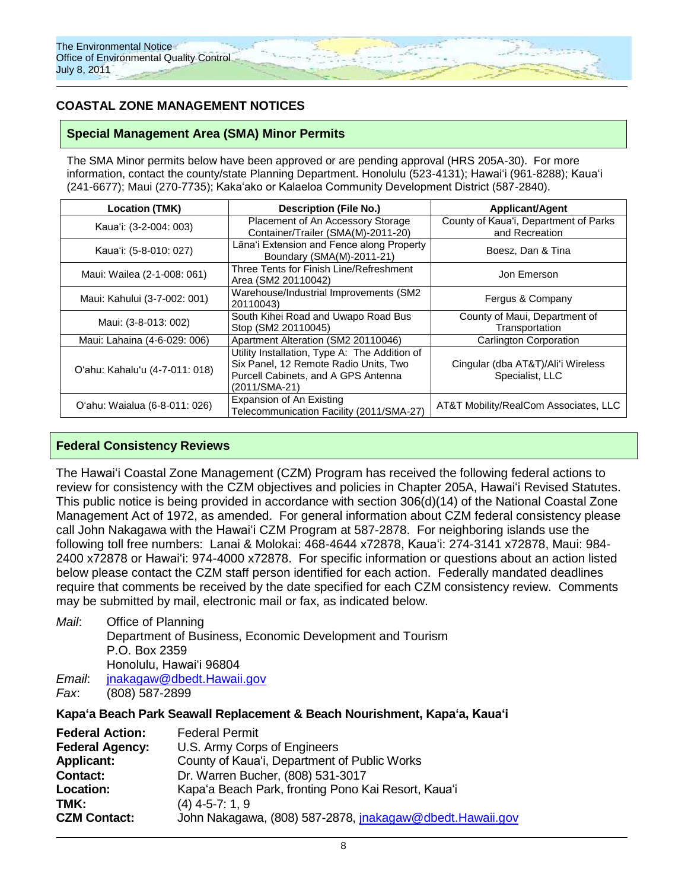## COASTAL ZONE MANAGEMENT NOTICES

### Special Management Area (SMA) Minor Permits

The SMA Minor permits below have been approved or are pending approval (HRS 205A-30). For more information, contact the county/state Planning Department. Honolulu (523-4131); Hawaiʻi (961-8288); Kauaʻi (241-6677); Maui (270-7735); Kakaʻako or Kalaeloa Community Development District (587-2840).

| Location (TMK) | Description (File No.) | Applicant/Agent |
|---|---|---|
| Kauaʻi: (3-2-004: 003) | Placement of An Accessory Storage Container/Trailer (SMA(M)-2011-20) | County of Kauaʻi, Department of Parks and Recreation |
| Kauaʻi: (5-8-010: 027) | Lānaʻi Extension and Fence along Property Boundary (SMA(M)-2011-21) | Boesz, Dan & Tina |
| Maui: Wailea (2-1-008: 061) | Three Tents for Finish Line/Refreshment Area (SM2 20110042) | Jon Emerson |
| Maui: Kahului (3-7-002: 001) | Warehouse/Industrial Improvements (SM2 20110043) | Fergus & Company |
| Maui: (3-8-013: 002) | South Kihei Road and Uwapo Road Bus Stop (SM2 20110045) | County of Maui, Department of Transportation |
| Maui: Lahaina (4-6-029: 006) | Apartment Alteration (SM2 20110046) | Carlington Corporation |
| Oʻahu: Kahaluʻu (4-7-011: 018) | Utility Installation, Type A: The Addition of Six Panel, 12 Remote Radio Units, Two Purcell Cabinets, and A GPS Antenna (2011/SMA-21) | Cingular (dba AT&T)/Aliʻi Wireless Specialist, LLC |
| Oʻahu: Waialua (6-8-011: 026) | Expansion of An Existing Telecommunication Facility (2011/SMA-27) | AT&T Mobility/RealCom Associates, LLC |

### Federal Consistency Reviews

The Hawaiʻi Coastal Zone Management (CZM) Program has received the following federal actions to review for consistency with the CZM objectives and policies in Chapter 205A, Hawaiʻi Revised Statutes. This public notice is being provided in accordance with section 306(d)(14) of the National Coastal Zone Management Act of 1972, as amended. For general information about CZM federal consistency please call John Nakagawa with the Hawaiʻi CZM Program at 587-2878. For neighboring islands use the following toll free numbers: Lanai & Molokai: 468-4644 x72878, Kauaʻi: 274-3141 x72878, Maui: 984-2400 x72878 or Hawaiʻi: 974-4000 x72878. For specific information or questions about an action listed below please contact the CZM staff person identified for each action. Federally mandated deadlines require that comments be received by the date specified for each CZM consistency review. Comments may be submitted by mail, electronic mail or fax, as indicated below.

*Mail*: Office of Planning
Department of Business, Economic Development and Tourism
P.O. Box 2359
Honolulu, Hawaiʻi 96804

*Email*: jnakagaw@dbedt.Hawaii.gov

*Fax*: (808) 587-2899

**Kapaʻa Beach Park Seawall Replacement & Beach Nourishment, Kapaʻa, Kauaʻi**

**Federal Action:** Federal Permit
**Federal Agency:** U.S. Army Corps of Engineers
**Applicant:** County of Kauaʻi, Department of Public Works
**Contact:** Dr. Warren Bucher, (808) 531-3017
**Location:** Kapaʻa Beach Park, fronting Pono Kai Resort, Kauaʻi
**TMK:** (4) 4-5-7: 1, 9
**CZM Contact:** John Nakagawa, (808) 587-2878, jnakagaw@dbedt.Hawaii.gov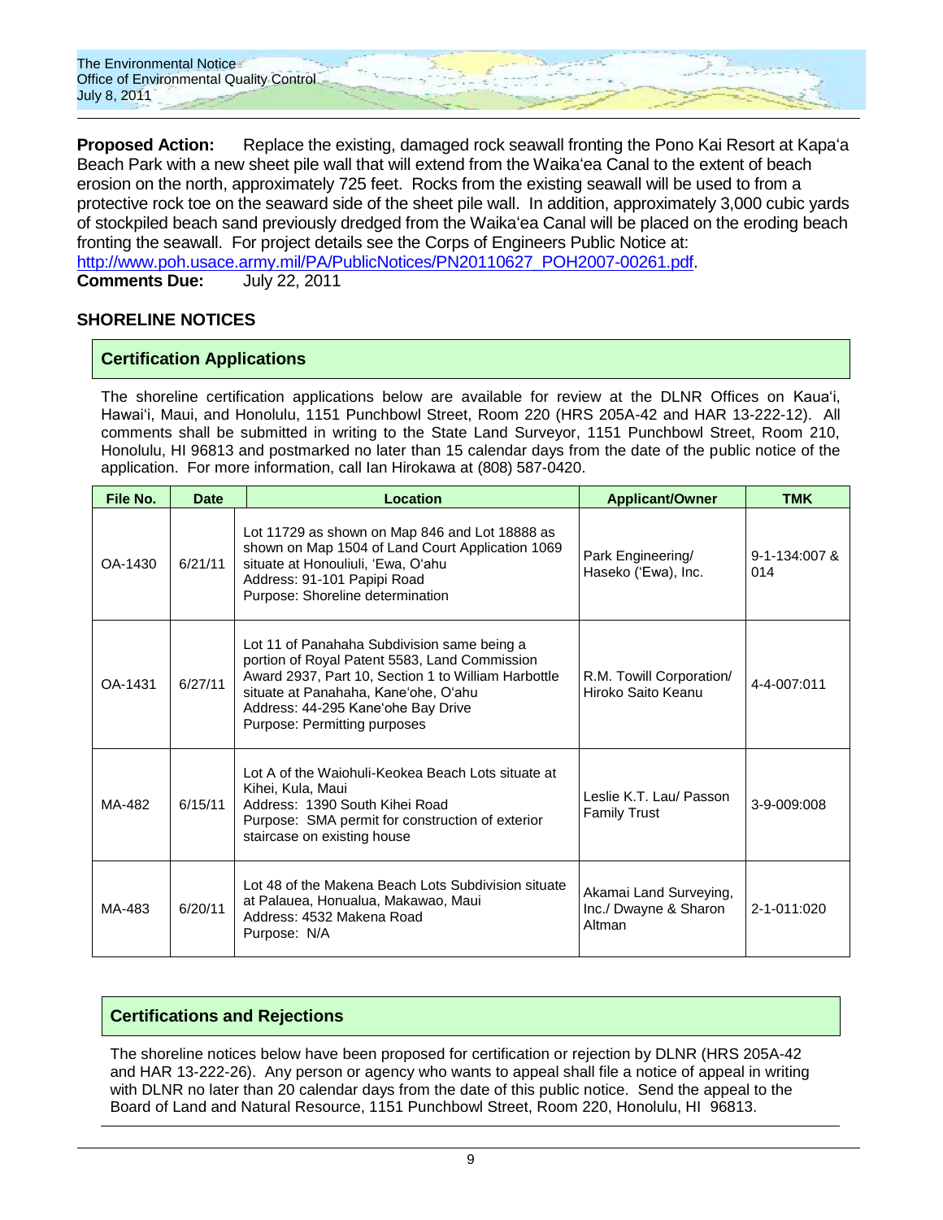**Proposed Action:** Replace the existing, damaged rock seawall fronting the Pono Kai Resort at Kapa‘a Beach Park with a new sheet pile wall that will extend from the Waika‘ea Canal to the extent of beach erosion on the north, approximately 725 feet. Rocks from the existing seawall will be used to from a protective rock toe on the seaward side of the sheet pile wall. In addition, approximately 3,000 cubic yards of stockpiled beach sand previously dredged from the Waika‘ea Canal will be placed on the eroding beach fronting the seawall. For project details see the Corps of Engineers Public Notice at: http://www.poh.usace.army.mil/PA/PublicNotices/PN20110627_POH2007-00261.pdf.

**Comments Due:** July 22, 2011

## SHORELINE NOTICES

### Certification Applications

The shoreline certification applications below are available for review at the DLNR Offices on Kaua‘i, Hawai‘i, Maui, and Honolulu, 1151 Punchbowl Street, Room 220 (HRS 205A-42 and HAR 13-222-12). All comments shall be submitted in writing to the State Land Surveyor, 1151 Punchbowl Street, Room 210, Honolulu, HI 96813 and postmarked no later than 15 calendar days from the date of the public notice of the application. For more information, call Ian Hirokawa at (808) 587-0420.

| File No. | Date | Location | Applicant/Owner | TMK |
|---|---|---|---|---|
| OA-1430 | 6/21/11 | Lot 11729 as shown on Map 846 and Lot 18888 as shown on Map 1504 of Land Court Application 1069 situate at Honouliuli, ‘Ewa, O‘ahu<br>Address: 91-101 Papipi Road<br>Purpose: Shoreline determination | Park Engineering/ Haseko (‘Ewa), Inc. | 9-1-134:007 & 014 |
| OA-1431 | 6/27/11 | Lot 11 of Panahaha Subdivision same being a portion of Royal Patent 5583, Land Commission Award 2937, Part 10, Section 1 to William Harbottle situate at Panahaha, Kane‘ohe, O‘ahu<br>Address: 44-295 Kane‘ohe Bay Drive<br>Purpose: Permitting purposes | R.M. Towill Corporation/ Hiroko Saito Keanu | 4-4-007:011 |
| MA-482 | 6/15/11 | Lot A of the Waiohuli-Keokea Beach Lots situate at Kihei, Kula, Maui<br>Address: 1390 South Kihei Road<br>Purpose: SMA permit for construction of exterior staircase on existing house | Leslie K.T. Lau/ Passon Family Trust | 3-9-009:008 |
| MA-483 | 6/20/11 | Lot 48 of the Makena Beach Lots Subdivision situate at Palauea, Honualua, Makawao, Maui<br>Address: 4532 Makena Road<br>Purpose: N/A | Akamai Land Surveying, Inc./ Dwayne & Sharon Altman | 2-1-011:020 |

### Certifications and Rejections

The shoreline notices below have been proposed for certification or rejection by DLNR (HRS 205A-42 and HAR 13-222-26). Any person or agency who wants to appeal shall file a notice of appeal in writing with DLNR no later than 20 calendar days from the date of this public notice. Send the appeal to the Board of Land and Natural Resource, 1151 Punchbowl Street, Room 220, Honolulu, HI 96813.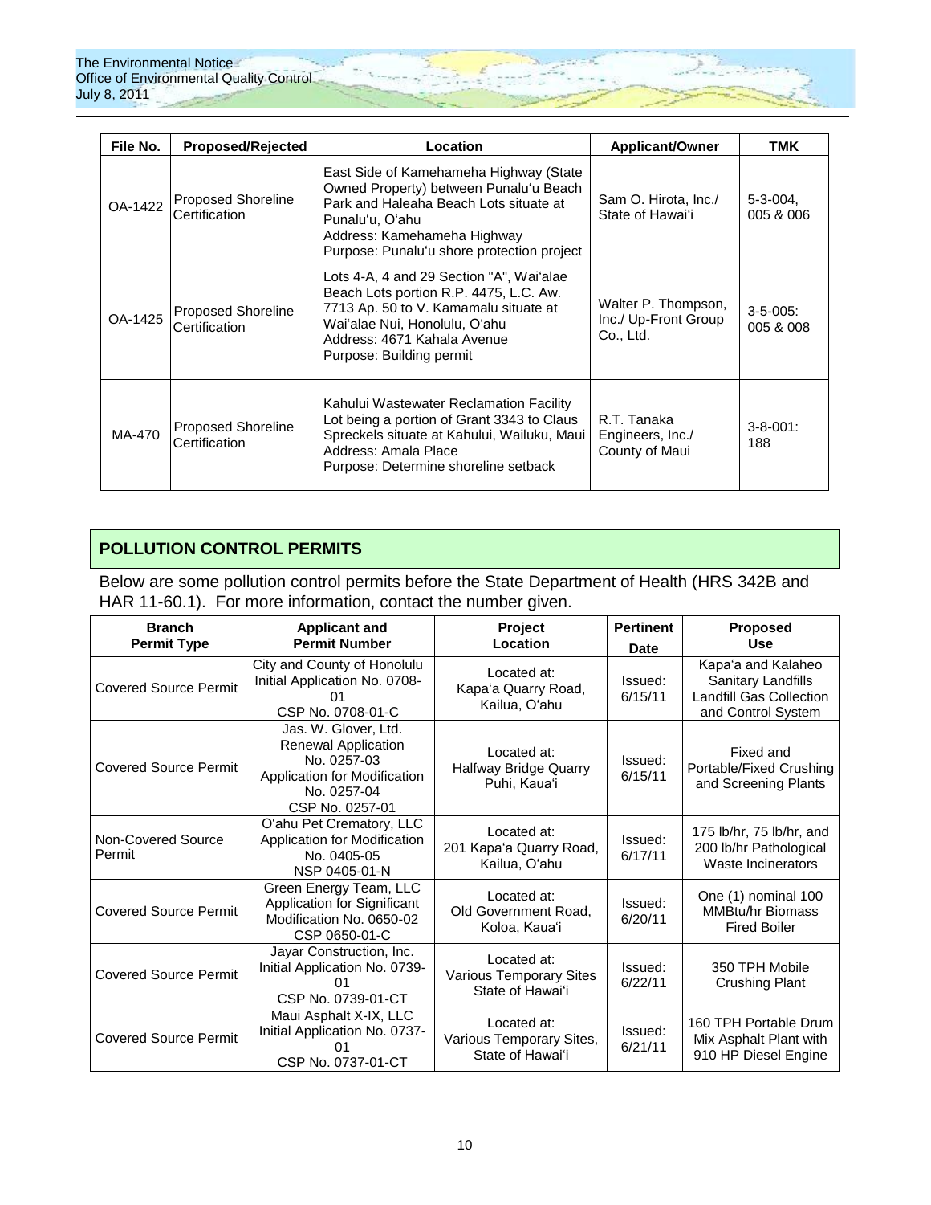| File No. | Proposed/Rejected | Location | Applicant/Owner | TMK |
|---|---|---|---|---|
| OA-1422 | Proposed Shoreline Certification | East Side of Kamehameha Highway (State Owned Property) between Punalu'u Beach Park and Haleaha Beach Lots situate at Punalu'u, O'ahu<br>Address: Kamehameha Highway<br>Purpose: Punalu'u shore protection project | Sam O. Hirota, Inc./ State of Hawai'i | 5-3-004, 005 & 006 |
| OA-1425 | Proposed Shoreline Certification | Lots 4-A, 4 and 29 Section "A", Wai'alae Beach Lots portion R.P. 4475, L.C. Aw. 7713 Ap. 50 to V. Kamamalu situate at Wai'alae Nui, Honolulu, O'ahu<br>Address: 4671 Kahala Avenue<br>Purpose: Building permit | Walter P. Thompson, Inc./ Up-Front Group Co., Ltd. | 3-5-005: 005 & 008 |
| MA-470 | Proposed Shoreline Certification | Kahului Wastewater Reclamation Facility Lot being a portion of Grant 3343 to Claus Spreckels situate at Kahului, Wailuku, Maui<br>Address: Amala Place<br>Purpose: Determine shoreline setback | R.T. Tanaka Engineers, Inc./ County of Maui | 3-8-001: 188 |

## POLLUTION CONTROL PERMITS

Below are some pollution control permits before the State Department of Health (HRS 342B and HAR 11-60.1). For more information, contact the number given.

| Branch Permit Type | Applicant and Permit Number | Project Location | Pertinent Date | Proposed Use |
|---|---|---|---|---|
| Covered Source Permit | City and County of Honolulu<br>Initial Application No. 0708-01<br>CSP No. 0708-01-C | Located at:<br>Kapa'a Quarry Road, Kailua, O'ahu | Issued: 6/15/11 | Kapa'a and Kalaheo Sanitary Landfills Landfill Gas Collection and Control System |
| Covered Source Permit | Jas. W. Glover, Ltd.<br>Renewal Application No. 0257-03<br>Application for Modification No. 0257-04<br>CSP No. 0257-01 | Located at:<br>Halfway Bridge Quarry Puhi, Kaua'i | Issued: 6/15/11 | Fixed and Portable/Fixed Crushing and Screening Plants |
| Non-Covered Source Permit | O'ahu Pet Crematory, LLC<br>Application for Modification No. 0405-05<br>NSP 0405-01-N | Located at:<br>201 Kapa'a Quarry Road, Kailua, O'ahu | Issued: 6/17/11 | 175 lb/hr, 75 lb/hr, and 200 lb/hr Pathological Waste Incinerators |
| Covered Source Permit | Green Energy Team, LLC<br>Application for Significant Modification No. 0650-02<br>CSP 0650-01-C | Located at:<br>Old Government Road, Koloa, Kaua'i | Issued: 6/20/11 | One (1) nominal 100 MMBtu/hr Biomass Fired Boiler |
| Covered Source Permit | Jayar Construction, Inc.<br>Initial Application No. 0739-01<br>CSP No. 0739-01-CT | Located at:<br>Various Temporary Sites State of Hawai'i | Issued: 6/22/11 | 350 TPH Mobile Crushing Plant |
| Covered Source Permit | Maui Asphalt X-IX, LLC<br>Initial Application No. 0737-01<br>CSP No. 0737-01-CT | Located at:<br>Various Temporary Sites, State of Hawai'i | Issued: 6/21/11 | 160 TPH Portable Drum Mix Asphalt Plant with 910 HP Diesel Engine |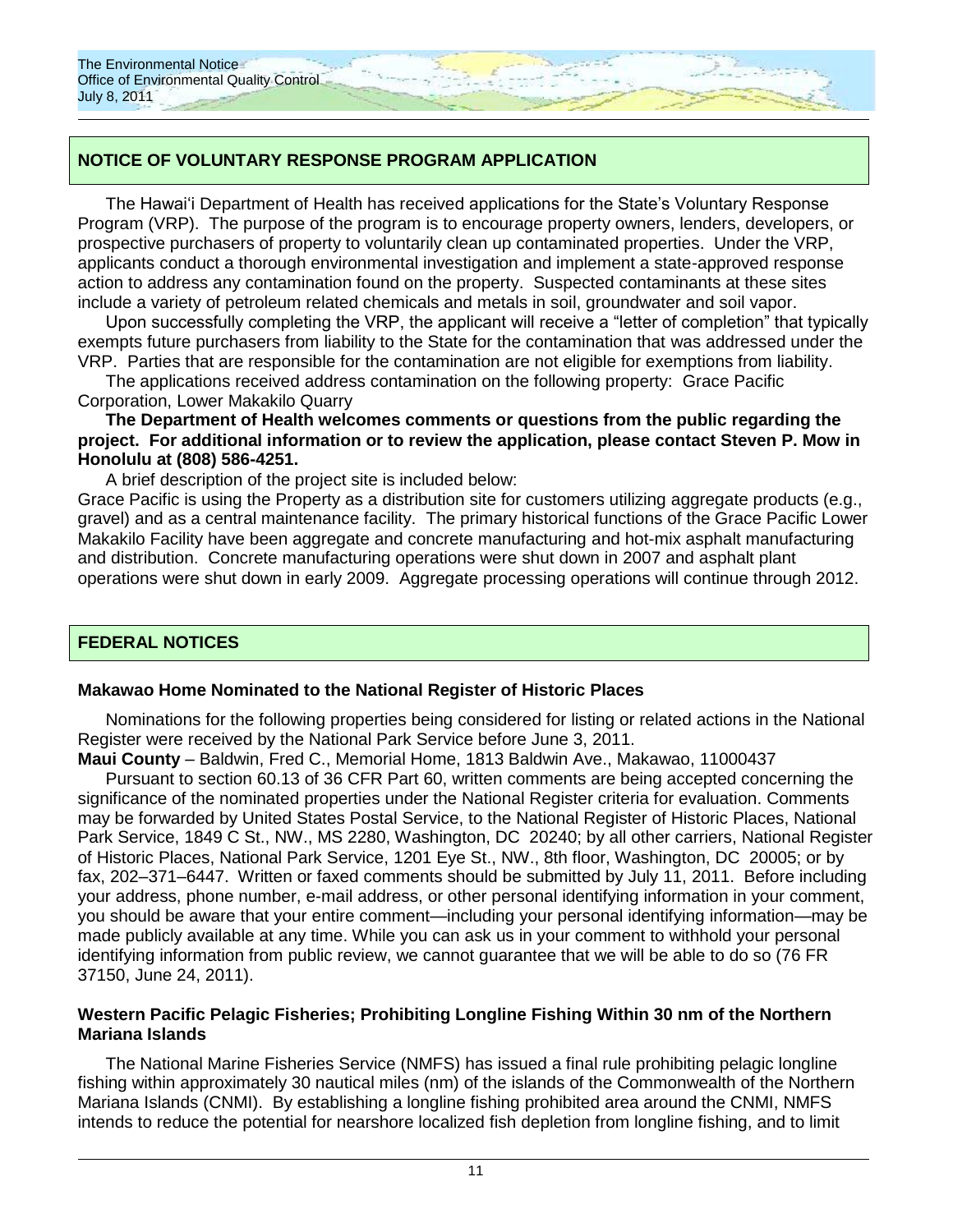## NOTICE OF VOLUNTARY RESPONSE PROGRAM APPLICATION

The Hawai'i Department of Health has received applications for the State's Voluntary Response Program (VRP). The purpose of the program is to encourage property owners, lenders, developers, or prospective purchasers of property to voluntarily clean up contaminated properties. Under the VRP, applicants conduct a thorough environmental investigation and implement a state-approved response action to address any contamination found on the property. Suspected contaminants at these sites include a variety of petroleum related chemicals and metals in soil, groundwater and soil vapor.

Upon successfully completing the VRP, the applicant will receive a "letter of completion" that typically exempts future purchasers from liability to the State for the contamination that was addressed under the VRP. Parties that are responsible for the contamination are not eligible for exemptions from liability.

The applications received address contamination on the following property: Grace Pacific Corporation, Lower Makakilo Quarry

**The Department of Health welcomes comments or questions from the public regarding the project. For additional information or to review the application, please contact Steven P. Mow in Honolulu at (808) 586-4251.**

A brief description of the project site is included below:

Grace Pacific is using the Property as a distribution site for customers utilizing aggregate products (e.g., gravel) and as a central maintenance facility. The primary historical functions of the Grace Pacific Lower Makakilo Facility have been aggregate and concrete manufacturing and hot-mix asphalt manufacturing and distribution. Concrete manufacturing operations were shut down in 2007 and asphalt plant operations were shut down in early 2009. Aggregate processing operations will continue through 2012.

## FEDERAL NOTICES

### Makawao Home Nominated to the National Register of Historic Places

Nominations for the following properties being considered for listing or related actions in the National Register were received by the National Park Service before June 3, 2011.

**Maui County** – Baldwin, Fred C., Memorial Home, 1813 Baldwin Ave., Makawao, 11000437

Pursuant to section 60.13 of 36 CFR Part 60, written comments are being accepted concerning the significance of the nominated properties under the National Register criteria for evaluation. Comments may be forwarded by United States Postal Service, to the National Register of Historic Places, National Park Service, 1849 C St., NW., MS 2280, Washington, DC 20240; by all other carriers, National Register of Historic Places, National Park Service, 1201 Eye St., NW., 8th floor, Washington, DC 20005; or by fax, 202–371–6447. Written or faxed comments should be submitted by July 11, 2011. Before including your address, phone number, e-mail address, or other personal identifying information in your comment, you should be aware that your entire comment—including your personal identifying information—may be made publicly available at any time. While you can ask us in your comment to withhold your personal identifying information from public review, we cannot guarantee that we will be able to do so (76 FR 37150, June 24, 2011).

### Western Pacific Pelagic Fisheries; Prohibiting Longline Fishing Within 30 nm of the Northern Mariana Islands

The National Marine Fisheries Service (NMFS) has issued a final rule prohibiting pelagic longline fishing within approximately 30 nautical miles (nm) of the islands of the Commonwealth of the Northern Mariana Islands (CNMI). By establishing a longline fishing prohibited area around the CNMI, NMFS intends to reduce the potential for nearshore localized fish depletion from longline fishing, and to limit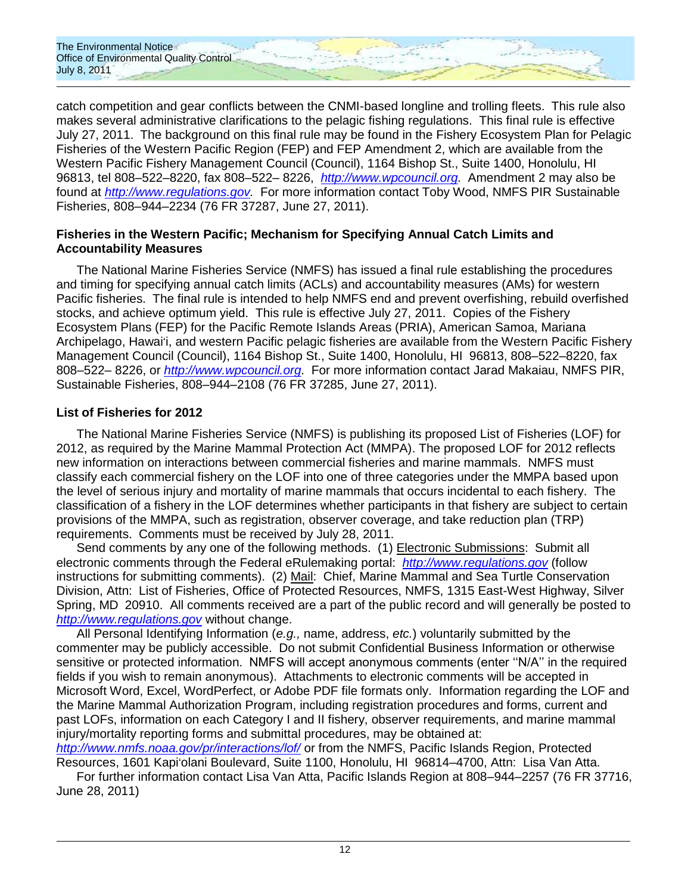catch competition and gear conflicts between the CNMI-based longline and trolling fleets. This rule also makes several administrative clarifications to the pelagic fishing regulations. This final rule is effective July 27, 2011. The background on this final rule may be found in the Fishery Ecosystem Plan for Pelagic Fisheries of the Western Pacific Region (FEP) and FEP Amendment 2, which are available from the Western Pacific Fishery Management Council (Council), 1164 Bishop St., Suite 1400, Honolulu, HI 96813, tel 808–522–8220, fax 808–522– 8226, *http://www.wpcouncil.org.* Amendment 2 may also be found at *http://www.regulations.gov.* For more information contact Toby Wood, NMFS PIR Sustainable Fisheries, 808–944–2234 (76 FR 37287, June 27, 2011).

**Fisheries in the Western Pacific; Mechanism for Specifying Annual Catch Limits and Accountability Measures**

The National Marine Fisheries Service (NMFS) has issued a final rule establishing the procedures and timing for specifying annual catch limits (ACLs) and accountability measures (AMs) for western Pacific fisheries. The final rule is intended to help NMFS end and prevent overfishing, rebuild overfished stocks, and achieve optimum yield. This rule is effective July 27, 2011. Copies of the Fishery Ecosystem Plans (FEP) for the Pacific Remote Islands Areas (PRIA), American Samoa, Mariana Archipelago, Hawai'i, and western Pacific pelagic fisheries are available from the Western Pacific Fishery Management Council (Council), 1164 Bishop St., Suite 1400, Honolulu, HI 96813, 808–522–8220, fax 808–522– 8226, or *http://www.wpcouncil.org.* For more information contact Jarad Makaiau, NMFS PIR, Sustainable Fisheries, 808–944–2108 (76 FR 37285, June 27, 2011).

**List of Fisheries for 2012**

The National Marine Fisheries Service (NMFS) is publishing its proposed List of Fisheries (LOF) for 2012, as required by the Marine Mammal Protection Act (MMPA). The proposed LOF for 2012 reflects new information on interactions between commercial fisheries and marine mammals. NMFS must classify each commercial fishery on the LOF into one of three categories under the MMPA based upon the level of serious injury and mortality of marine mammals that occurs incidental to each fishery. The classification of a fishery in the LOF determines whether participants in that fishery are subject to certain provisions of the MMPA, such as registration, observer coverage, and take reduction plan (TRP) requirements. Comments must be received by July 28, 2011.

Send comments by any one of the following methods. (1) Electronic Submissions: Submit all electronic comments through the Federal eRulemaking portal: *http://www.regulations.gov* (follow instructions for submitting comments). (2) Mail: Chief, Marine Mammal and Sea Turtle Conservation Division, Attn: List of Fisheries, Office of Protected Resources, NMFS, 1315 East-West Highway, Silver Spring, MD 20910. All comments received are a part of the public record and will generally be posted to *http://www.regulations.gov* without change.

All Personal Identifying Information (*e.g.,* name, address, *etc.*) voluntarily submitted by the commenter may be publicly accessible. Do not submit Confidential Business Information or otherwise sensitive or protected information. NMFS will accept anonymous comments (enter ''N/A'' in the required fields if you wish to remain anonymous). Attachments to electronic comments will be accepted in Microsoft Word, Excel, WordPerfect, or Adobe PDF file formats only. Information regarding the LOF and the Marine Mammal Authorization Program, including registration procedures and forms, current and past LOFs, information on each Category I and II fishery, observer requirements, and marine mammal injury/mortality reporting forms and submittal procedures, may be obtained at: *http://www.nmfs.noaa.gov/pr/interactions/lof/* or from the NMFS, Pacific Islands Region, Protected Resources, 1601 Kapi'olani Boulevard, Suite 1100, Honolulu, HI 96814–4700, Attn: Lisa Van Atta.

For further information contact Lisa Van Atta, Pacific Islands Region at 808–944–2257 (76 FR 37716, June 28, 2011)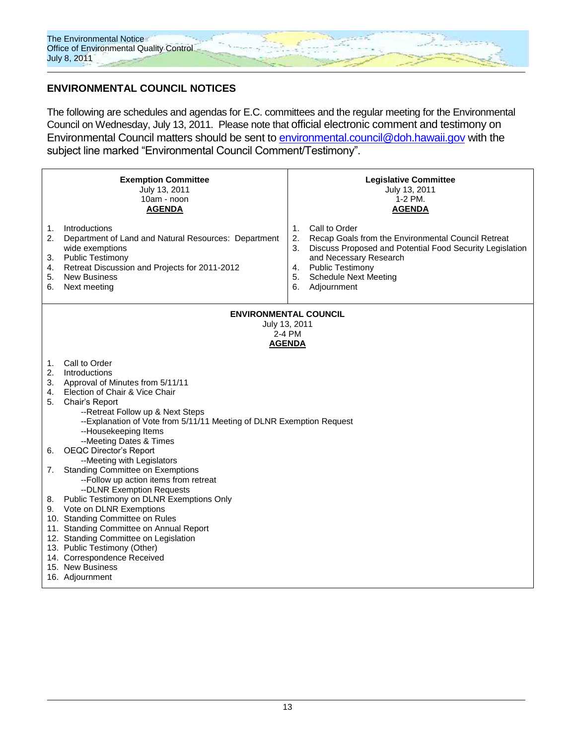## ENVIRONMENTAL COUNCIL NOTICES

The following are schedules and agendas for E.C. committees and the regular meeting for the Environmental Council on Wednesday, July 13, 2011. Please note that official electronic comment and testimony on Environmental Council matters should be sent to environmental.council@doh.hawaii.gov with the subject line marked "Environmental Council Comment/Testimony".

**Exemption Committee**
July 13, 2011
10am - noon
**AGENDA**

1. Introductions
2. Department of Land and Natural Resources: Department wide exemptions
3. Public Testimony
4. Retreat Discussion and Projects for 2011-2012
5. New Business
6. Next meeting

**Legislative Committee**
July 13, 2011
1-2 PM.
**AGENDA**

1. Call to Order
2. Recap Goals from the Environmental Council Retreat
3. Discuss Proposed and Potential Food Security Legislation and Necessary Research
4. Public Testimony
5. Schedule Next Meeting
6. Adjournment

**ENVIRONMENTAL COUNCIL**
July 13, 2011
2-4 PM
**AGENDA**

1. Call to Order
2. Introductions
3. Approval of Minutes from 5/11/11
4. Election of Chair & Vice Chair
5. Chair's Report
   - --Retreat Follow up & Next Steps
   - --Explanation of Vote from 5/11/11 Meeting of DLNR Exemption Request
   - --Housekeeping Items
   - --Meeting Dates & Times
6. OEQC Director's Report
   - --Meeting with Legislators
7. Standing Committee on Exemptions
   - --Follow up action items from retreat
   - --DLNR Exemption Requests
8. Public Testimony on DLNR Exemptions Only
9. Vote on DLNR Exemptions
10. Standing Committee on Rules
11. Standing Committee on Annual Report
12. Standing Committee on Legislation
13. Public Testimony (Other)
14. Correspondence Received
15. New Business
16. Adjournment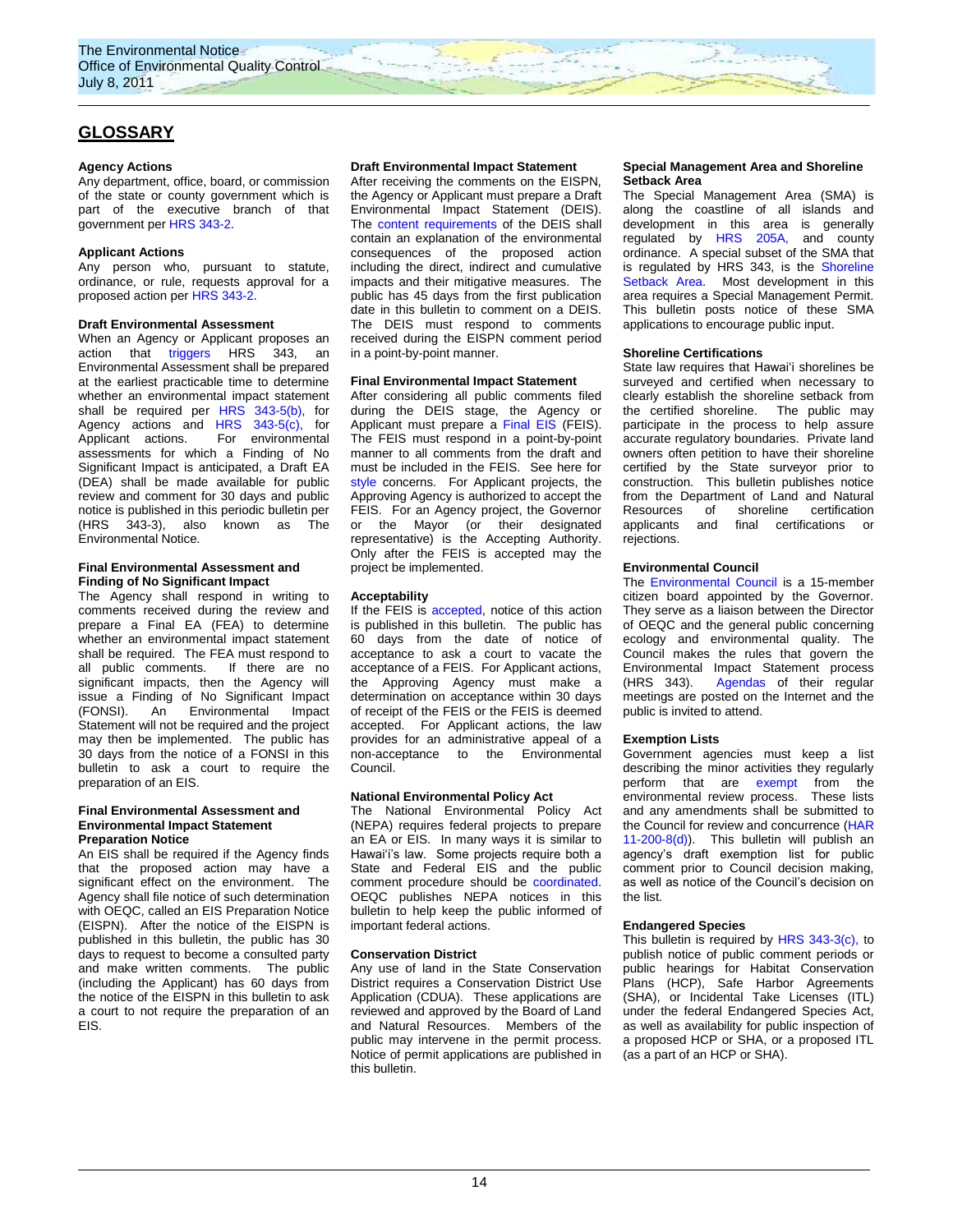## GLOSSARY

### Agency Actions

Any department, office, board, or commission of the state or county government which is part of the executive branch of that government per HRS 343-2.

### Applicant Actions

Any person who, pursuant to statute, ordinance, or rule, requests approval for a proposed action per HRS 343-2.

### Draft Environmental Assessment

When an Agency or Applicant proposes an action that triggers HRS 343, an Environmental Assessment shall be prepared at the earliest practicable time to determine whether an environmental impact statement shall be required per HRS 343-5(b), for Agency actions and HRS 343-5(c), for Applicant actions. For environmental assessments for which a Finding of No Significant Impact is anticipated, a Draft EA (DEA) shall be made available for public review and comment for 30 days and public notice is published in this periodic bulletin per (HRS 343-3), also known as The Environmental Notice.

### Final Environmental Assessment and Finding of No Significant Impact

The Agency shall respond in writing to comments received during the review and prepare a Final EA (FEA) to determine whether an environmental impact statement shall be required. The FEA must respond to all public comments. If there are no significant impacts, then the Agency will issue a Finding of No Significant Impact (FONSI). An Environmental Impact Statement will not be required and the project may then be implemented. The public has 30 days from the notice of a FONSI in this bulletin to ask a court to require the preparation of an EIS.

### Final Environmental Assessment and Environmental Impact Statement Preparation Notice

An EIS shall be required if the Agency finds that the proposed action may have a significant effect on the environment. The Agency shall file notice of such determination with OEQC, called an EIS Preparation Notice (EISPN). After the notice of the EISPN is published in this bulletin, the public has 30 days to request to become a consulted party and make written comments. The public (including the Applicant) has 60 days from the notice of the EISPN in this bulletin to ask a court to not require the preparation of an EIS.

### Draft Environmental Impact Statement

After receiving the comments on the EISPN, the Agency or Applicant must prepare a Draft Environmental Impact Statement (DEIS). The content requirements of the DEIS shall contain an explanation of the environmental consequences of the proposed action including the direct, indirect and cumulative impacts and their mitigative measures. The public has 45 days from the first publication date in this bulletin to comment on a DEIS. The DEIS must respond to comments received during the EISPN comment period in a point-by-point manner.

### Final Environmental Impact Statement

After considering all public comments filed during the DEIS stage, the Agency or Applicant must prepare a Final EIS (FEIS). The FEIS must respond in a point-by-point manner to all comments from the draft and must be included in the FEIS. See here for style concerns. For Applicant projects, the Approving Agency is authorized to accept the FEIS. For an Agency project, the Governor or the Mayor (or their designated representative) is the Accepting Authority. Only after the FEIS is accepted may the project be implemented.

### Acceptability

If the FEIS is accepted, notice of this action is published in this bulletin. The public has 60 days from the date of notice of acceptance to ask a court to vacate the acceptance of a FEIS. For Applicant actions, the Approving Agency must make a determination on acceptance within 30 days of receipt of the FEIS or the FEIS is deemed accepted. For Applicant actions, the law provides for an administrative appeal of a non-acceptance to the Environmental Council.

### National Environmental Policy Act

The National Environmental Policy Act (NEPA) requires federal projects to prepare an EA or EIS. In many ways it is similar to Hawai'i's law. Some projects require both a State and Federal EIS and the public comment procedure should be coordinated. OEQC publishes NEPA notices in this bulletin to help keep the public informed of important federal actions.

### Conservation District

Any use of land in the State Conservation District requires a Conservation District Use Application (CDUA). These applications are reviewed and approved by the Board of Land and Natural Resources. Members of the public may intervene in the permit process. Notice of permit applications are published in this bulletin.

### Special Management Area and Shoreline Setback Area

The Special Management Area (SMA) is along the coastline of all islands and development in this area is generally regulated by HRS 205A, and county ordinance. A special subset of the SMA that is regulated by HRS 343, is the Shoreline Setback Area. Most development in this area requires a Special Management Permit. This bulletin posts notice of these SMA applications to encourage public input.

### Shoreline Certifications

State law requires that Hawai'i shorelines be surveyed and certified when necessary to clearly establish the shoreline setback from the certified shoreline. The public may participate in the process to help assure accurate regulatory boundaries. Private land owners often petition to have their shoreline certified by the State surveyor prior to construction. This bulletin publishes notice from the Department of Land and Natural Resources of shoreline certification applicants and final certifications or rejections.

### Environmental Council

The Environmental Council is a 15-member citizen board appointed by the Governor. They serve as a liaison between the Director of OEQC and the general public concerning ecology and environmental quality. The Council makes the rules that govern the Environmental Impact Statement process (HRS 343). Agendas of their regular meetings are posted on the Internet and the public is invited to attend.

### Exemption Lists

Government agencies must keep a list describing the minor activities they regularly perform that are exempt from the environmental review process. These lists and any amendments shall be submitted to the Council for review and concurrence (HAR 11-200-8(d)). This bulletin will publish an agency's draft exemption list for public comment prior to Council decision making, as well as notice of the Council's decision on the list.

### Endangered Species

This bulletin is required by HRS 343-3(c), to publish notice of public comment periods or public hearings for Habitat Conservation Plans (HCP), Safe Harbor Agreements (SHA), or Incidental Take Licenses (ITL) under the federal Endangered Species Act, as well as availability for public inspection of a proposed HCP or SHA, or a proposed ITL (as a part of an HCP or SHA).